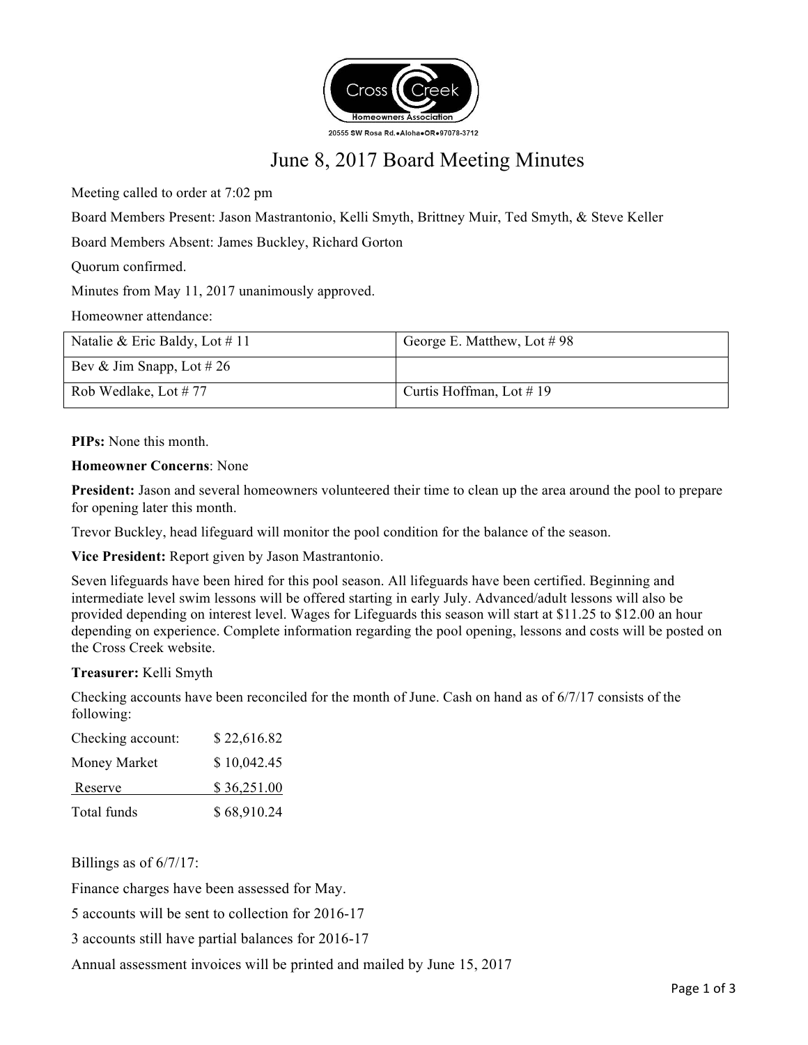Cross Creek Homeowners Association

20555 SW Rosa Rd.•Aloha•OR•97078-3712

# June 8, 2017 Board Meeting Minutes

Meeting called to order at 7:02 pm

Board Members Present: Jason Mastrantonio, Kelli Smyth, Brittney Muir, Ted Smyth, & Steve Keller

Board Members Absent: James Buckley, Richard Gorton

Quorum confirmed.

Minutes from May 11, 2017 unanimously approved.

Homeowner attendance:

| | |
|---|---|
| Natalie & Eric Baldy, Lot # 11 | George E. Matthew, Lot # 98 |
| Bev & Jim Snapp, Lot # 26 | |
| Rob Wedlake, Lot # 77 | Curtis Hoffman, Lot # 19 |

**PIPs:** None this month.

**Homeowner Concerns**: None

**President:** Jason and several homeowners volunteered their time to clean up the area around the pool to prepare for opening later this month.

Trevor Buckley, head lifeguard will monitor the pool condition for the balance of the season.

**Vice President:** Report given by Jason Mastrantonio.

Seven lifeguards have been hired for this pool season. All lifeguards have been certified. Beginning and intermediate level swim lessons will be offered starting in early July. Advanced/adult lessons will also be provided depending on interest level. Wages for Lifeguards this season will start at $11.25 to $12.00 an hour depending on experience. Complete information regarding the pool opening, lessons and costs will be posted on the Cross Creek website.

**Treasurer:** Kelli Smyth

Checking accounts have been reconciled for the month of June. Cash on hand as of 6/7/17 consists of the following:

| | |
|---|---|
| Checking account: | $ 22,616.82 |
| Money Market | $ 10,042.45 |
| Reserve | $ 36,251.00 |
| Total funds | $ 68,910.24 |

Billings as of 6/7/17:

Finance charges have been assessed for May.

5 accounts will be sent to collection for 2016-17

3 accounts still have partial balances for 2016-17

Annual assessment invoices will be printed and mailed by June 15, 2017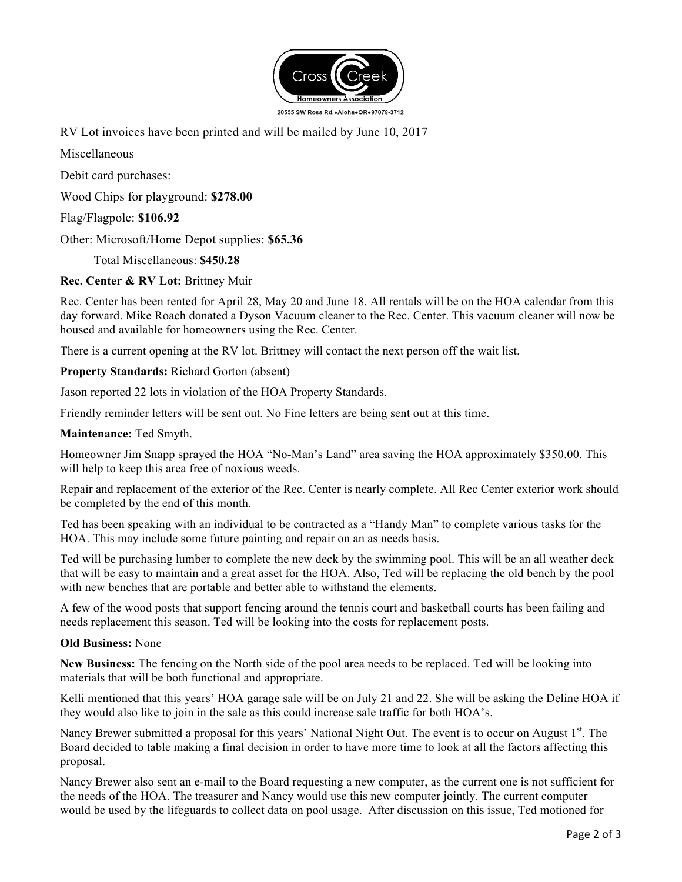Cross Creek Homeowners Association

20555 SW Rosa Rd.•Aloha•OR•97078-3712

RV Lot invoices have been printed and will be mailed by June 10, 2017

Miscellaneous

Debit card purchases:

Wood Chips for playground: **$278.00**

Flag/Flagpole: **$106.92**

Other: Microsoft/Home Depot supplies: **$65.36**

Total Miscellaneous: **$450.28**

**Rec. Center & RV Lot:** Brittney Muir

Rec. Center has been rented for April 28, May 20 and June 18. All rentals will be on the HOA calendar from this day forward. Mike Roach donated a Dyson Vacuum cleaner to the Rec. Center. This vacuum cleaner will now be housed and available for homeowners using the Rec. Center.

There is a current opening at the RV lot. Brittney will contact the next person off the wait list.

**Property Standards:** Richard Gorton (absent)

Jason reported 22 lots in violation of the HOA Property Standards.

Friendly reminder letters will be sent out. No Fine letters are being sent out at this time.

**Maintenance:** Ted Smyth.

Homeowner Jim Snapp sprayed the HOA "No-Man's Land" area saving the HOA approximately $350.00. This will help to keep this area free of noxious weeds.

Repair and replacement of the exterior of the Rec. Center is nearly complete. All Rec Center exterior work should be completed by the end of this month.

Ted has been speaking with an individual to be contracted as a "Handy Man" to complete various tasks for the HOA. This may include some future painting and repair on an as needs basis.

Ted will be purchasing lumber to complete the new deck by the swimming pool. This will be an all weather deck that will be easy to maintain and a great asset for the HOA. Also, Ted will be replacing the old bench by the pool with new benches that are portable and better able to withstand the elements.

A few of the wood posts that support fencing around the tennis court and basketball courts has been failing and needs replacement this season. Ted will be looking into the costs for replacement posts.

**Old Business:** None

**New Business:** The fencing on the North side of the pool area needs to be replaced. Ted will be looking into materials that will be both functional and appropriate.

Kelli mentioned that this years' HOA garage sale will be on July 21 and 22. She will be asking the Deline HOA if they would also like to join in the sale as this could increase sale traffic for both HOA's.

Nancy Brewer submitted a proposal for this years' National Night Out. The event is to occur on August 1st. The Board decided to table making a final decision in order to have more time to look at all the factors affecting this proposal.

Nancy Brewer also sent an e-mail to the Board requesting a new computer, as the current one is not sufficient for the needs of the HOA. The treasurer and Nancy would use this new computer jointly. The current computer would be used by the lifeguards to collect data on pool usage. After discussion on this issue, Ted motioned for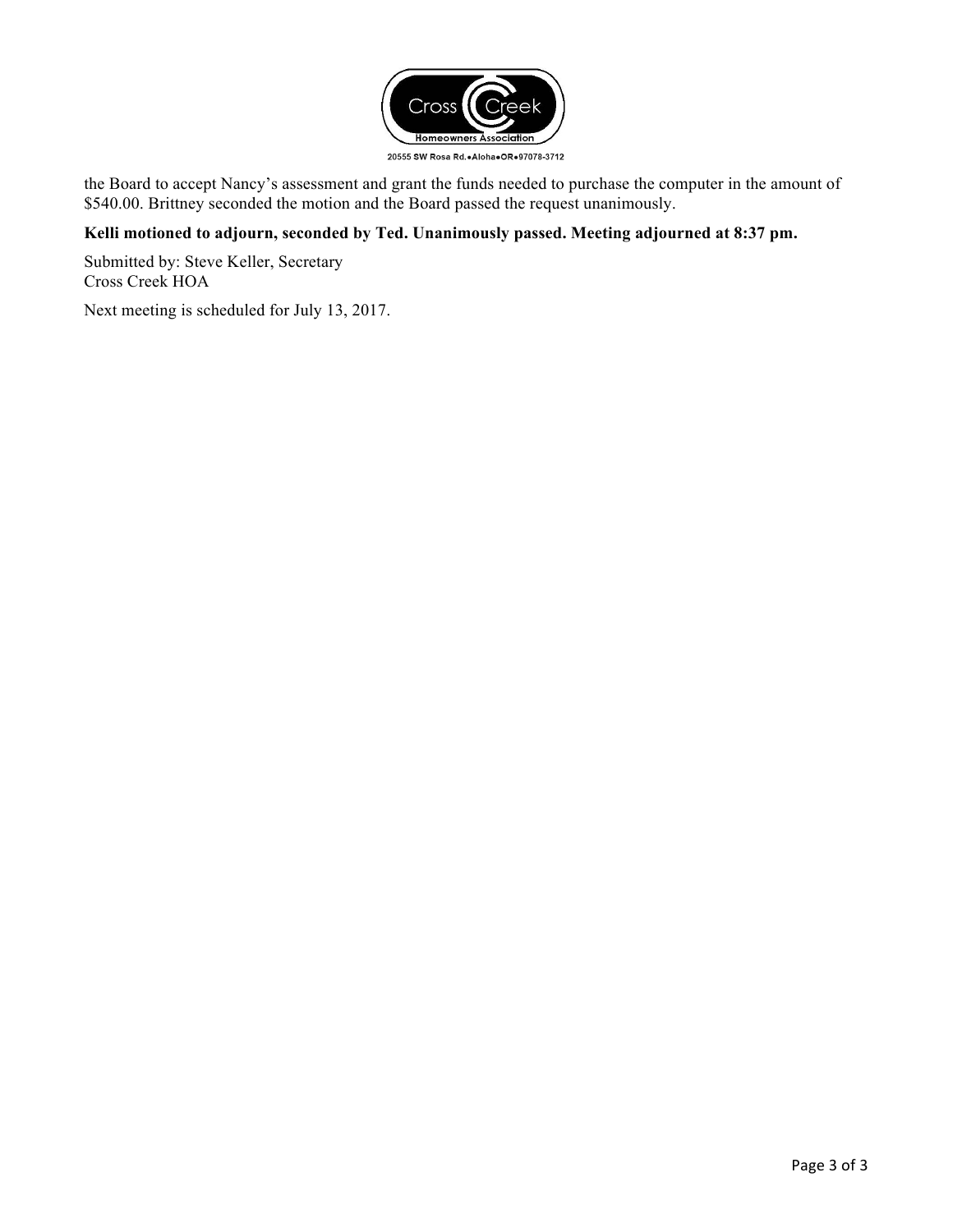the Board to accept Nancy's assessment and grant the funds needed to purchase the computer in the amount of $540.00. Brittney seconded the motion and the Board passed the request unanimously.

**Kelli motioned to adjourn, seconded by Ted. Unanimously passed. Meeting adjourned at 8:37 pm.**

Submitted by: Steve Keller, Secretary
Cross Creek HOA

Next meeting is scheduled for July 13, 2017.